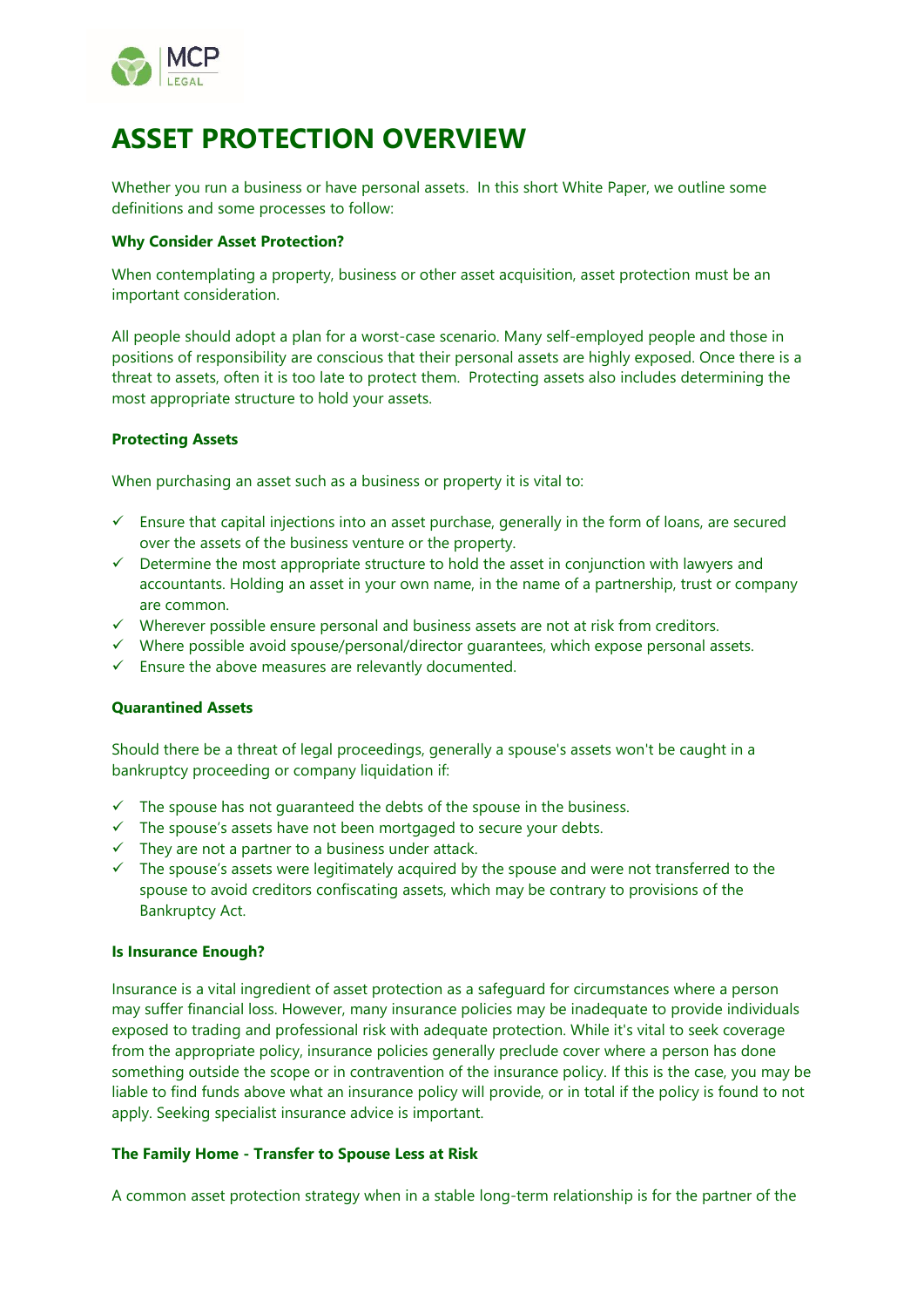# ASSET PROTECTION OVERVIEW

Whether you run a business or have personal assets. In this short White Paper, we outline some definitions and some processes to follow:

**Why Consider Asset Protection?**

When contemplating a property, business or other asset acquisition, asset protection must be an important consideration.

All people should adopt a plan for a worst-case scenario. Many self-employed people and those in positions of responsibility are conscious that their personal assets are highly exposed. Once there is a threat to assets, often it is too late to protect them. Protecting assets also includes determining the most appropriate structure to hold your assets.

**Protecting Assets**

When purchasing an asset such as a business or property it is vital to:

- ✓ Ensure that capital injections into an asset purchase, generally in the form of loans, are secured over the assets of the business venture or the property.
- ✓ Determine the most appropriate structure to hold the asset in conjunction with lawyers and accountants. Holding an asset in your own name, in the name of a partnership, trust or company are common.
- ✓ Wherever possible ensure personal and business assets are not at risk from creditors.
- ✓ Where possible avoid spouse/personal/director guarantees, which expose personal assets.
- ✓ Ensure the above measures are relevantly documented.

**Quarantined Assets**

Should there be a threat of legal proceedings, generally a spouse's assets won't be caught in a bankruptcy proceeding or company liquidation if:

- ✓ The spouse has not guaranteed the debts of the spouse in the business.
- ✓ The spouse's assets have not been mortgaged to secure your debts.
- ✓ They are not a partner to a business under attack.
- ✓ The spouse's assets were legitimately acquired by the spouse and were not transferred to the spouse to avoid creditors confiscating assets, which may be contrary to provisions of the Bankruptcy Act.

**Is Insurance Enough?**

Insurance is a vital ingredient of asset protection as a safeguard for circumstances where a person may suffer financial loss. However, many insurance policies may be inadequate to provide individuals exposed to trading and professional risk with adequate protection. While it's vital to seek coverage from the appropriate policy, insurance policies generally preclude cover where a person has done something outside the scope or in contravention of the insurance policy. If this is the case, you may be liable to find funds above what an insurance policy will provide, or in total if the policy is found to not apply. Seeking specialist insurance advice is important.

**The Family Home - Transfer to Spouse Less at Risk**

A common asset protection strategy when in a stable long-term relationship is for the partner of the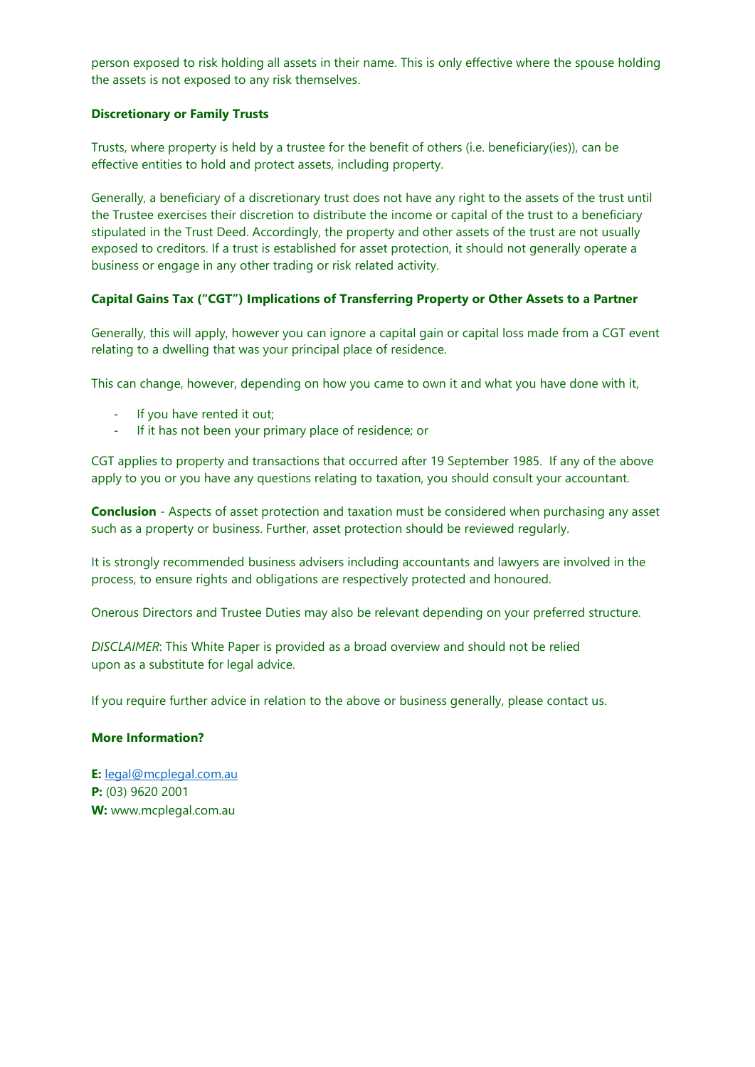person exposed to risk holding all assets in their name. This is only effective where the spouse holding the assets is not exposed to any risk themselves.

**Discretionary or Family Trusts**

Trusts, where property is held by a trustee for the benefit of others (i.e. beneficiary(ies)), can be effective entities to hold and protect assets, including property.

Generally, a beneficiary of a discretionary trust does not have any right to the assets of the trust until the Trustee exercises their discretion to distribute the income or capital of the trust to a beneficiary stipulated in the Trust Deed. Accordingly, the property and other assets of the trust are not usually exposed to creditors. If a trust is established for asset protection, it should not generally operate a business or engage in any other trading or risk related activity.

**Capital Gains Tax ("CGT") Implications of Transferring Property or Other Assets to a Partner**

Generally, this will apply, however you can ignore a capital gain or capital loss made from a CGT event relating to a dwelling that was your principal place of residence.

This can change, however, depending on how you came to own it and what you have done with it,

- If you have rented it out;
- If it has not been your primary place of residence; or

CGT applies to property and transactions that occurred after 19 September 1985. If any of the above apply to you or you have any questions relating to taxation, you should consult your accountant.

**Conclusion** - Aspects of asset protection and taxation must be considered when purchasing any asset such as a property or business. Further, asset protection should be reviewed regularly.

It is strongly recommended business advisers including accountants and lawyers are involved in the process, to ensure rights and obligations are respectively protected and honoured.

Onerous Directors and Trustee Duties may also be relevant depending on your preferred structure.

*DISCLAIMER*: This White Paper is provided as a broad overview and should not be relied upon as a substitute for legal advice.

If you require further advice in relation to the above or business generally, please contact us.

**More Information?**

**E:** legal@mcplegal.com.au
**P:** (03) 9620 2001
**W:** www.mcplegal.com.au